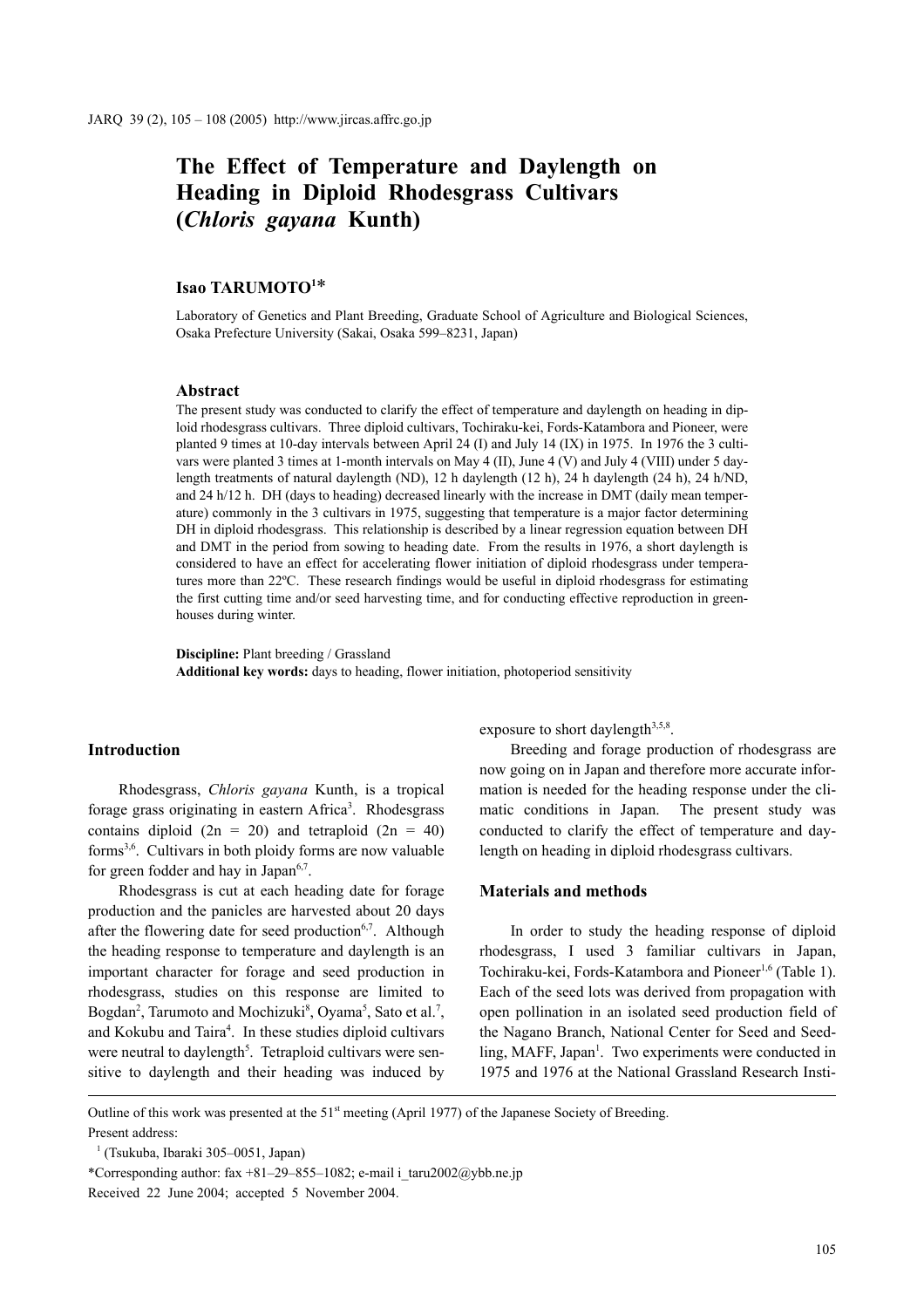# The Effect of Temperature and Daylength on Heading in Diploid Rhodesgrass Cultivars (*Chloris gayana* Kunth)

**Isao TARUMOTO**[1]*

Laboratory of Genetics and Plant Breeding, Graduate School of Agriculture and Biological Sciences, Osaka Prefecture University (Sakai, Osaka 599–8231, Japan)

### Abstract

The present study was conducted to clarify the effect of temperature and daylength on heading in diploid rhodesgrass cultivars. Three diploid cultivars, Tochiraku-kei, Fords-Katambora and Pioneer, were planted 9 times at 10-day intervals between April 24 (I) and July 14 (IX) in 1975. In 1976 the 3 cultivars were planted 3 times at 1-month intervals on May 4 (II), June 4 (V) and July 4 (VIII) under 5 daylength treatments of natural daylength (ND), 12 h daylength (12 h), 24 h daylength (24 h), 24 h/ND, and 24 h/12 h. DH (days to heading) decreased linearly with the increase in DMT (daily mean temperature) commonly in the 3 cultivars in 1975, suggesting that temperature is a major factor determining DH in diploid rhodesgrass. This relationship is described by a linear regression equation between DH and DMT in the period from sowing to heading date. From the results in 1976, a short daylength is considered to have an effect for accelerating flower initiation of diploid rhodesgrass under temperatures more than 22ºC. These research findings would be useful in diploid rhodesgrass for estimating the first cutting time and/or seed harvesting time, and for conducting effective reproduction in greenhouses during winter.

**Discipline:** Plant breeding / Grassland
**Additional key words:** days to heading, flower initiation, photoperiod sensitivity

## Introduction

Rhodesgrass, *Chloris gayana* Kunth, is a tropical forage grass originating in eastern Africa[3]. Rhodesgrass contains diploid (2n = 20) and tetraploid (2n = 40) forms[3,6]. Cultivars in both ploidy forms are now valuable for green fodder and hay in Japan[6,7].

Rhodesgrass is cut at each heading date for forage production and the panicles are harvested about 20 days after the flowering date for seed production[6,7]. Although the heading response to temperature and daylength is an important character for forage and seed production in rhodesgrass, studies on this response are limited to Bogdan[2], Tarumoto and Mochizuki[8], Oyama[5], Sato et al.[7], and Kokubu and Taira[4]. In these studies diploid cultivars were neutral to daylength[5]. Tetraploid cultivars were sensitive to daylength and their heading was induced by exposure to short daylength[3,5,8].

Breeding and forage production of rhodesgrass are now going on in Japan and therefore more accurate information is needed for the heading response under the climatic conditions in Japan. The present study was conducted to clarify the effect of temperature and daylength on heading in diploid rhodesgrass cultivars.

## Materials and methods

In order to study the heading response of diploid rhodesgrass, I used 3 familiar cultivars in Japan, Tochiraku-kei, Fords-Katambora and Pioneer[1,6] (Table 1). Each of the seed lots was derived from propagation with open pollination in an isolated seed production field of the Nagano Branch, National Center for Seed and Seedling, MAFF, Japan[1]. Two experiments were conducted in 1975 and 1976 at the National Grassland Research Insti-

---

Outline of this work was presented at the 51st meeting (April 1977) of the Japanese Society of Breeding.
Present address:
[1] (Tsukuba, Ibaraki 305–0051, Japan)
*Corresponding author: fax +81–29–855–1082; e-mail i_taru2002@ybb.ne.jp
Received 22 June 2004; accepted 5 November 2004.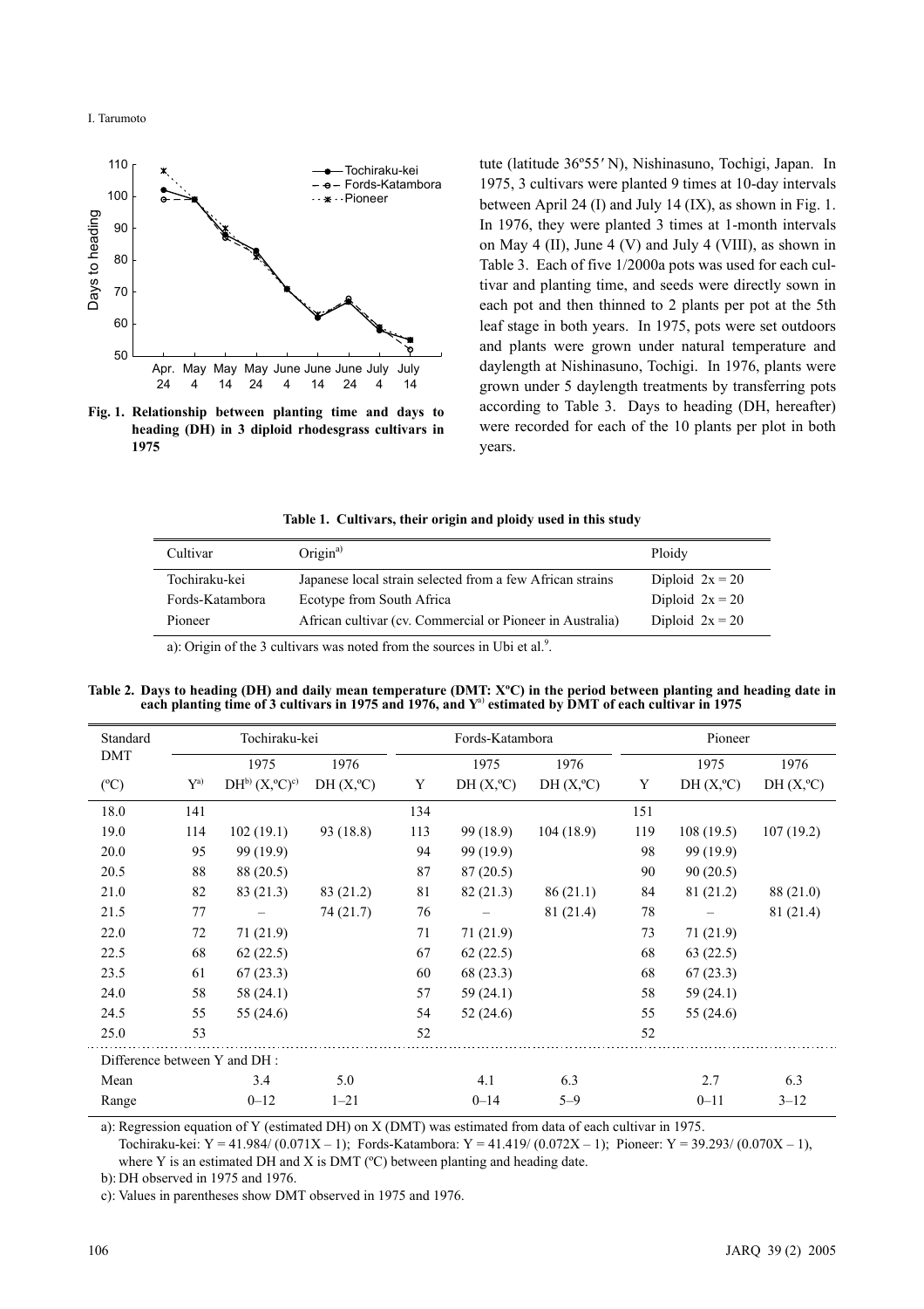Fig. 1. Relationship between planting time and days to heading (DH) in 3 diploid rhodesgrass cultivars in 1975

tute (latitude 36°55′ N), Nishinasuno, Tochigi, Japan. In 1975, 3 cultivars were planted 9 times at 10-day intervals between April 24 (I) and July 14 (IX), as shown in Fig. 1. In 1976, they were planted 3 times at 1-month intervals on May 4 (II), June 4 (V) and July 4 (VIII), as shown in Table 3. Each of five 1/2000a pots was used for each cultivar and planting time, and seeds were directly sown in each pot and then thinned to 2 plants per pot at the 5th leaf stage in both years. In 1975, pots were set outdoors and plants were grown under natural temperature and daylength at Nishinasuno, Tochigi. In 1976, plants were grown under 5 daylength treatments by transferring pots according to Table 3. Days to heading (DH, hereafter) were recorded for each of the 10 plants per plot in both years.

**Table 1. Cultivars, their origin and ploidy used in this study**

| Cultivar | Origin[a] | Ploidy |
|---|---|---|
| Tochiraku-kei | Japanese local strain selected from a few African strains | Diploid $2x = 20$ |
| Fords-Katambora | Ecotype from South Africa | Diploid $2x = 20$ |
| Pioneer | African cultivar (cv. Commercial or Pioneer in Australia) | Diploid $2x = 20$ |

a): Origin of the 3 cultivars was noted from the sources in Ubi et al.[9].

**Table 2. Days to heading (DH) and daily mean temperature (DMT: X°C) in the period between planting and heading date in each planting time of 3 cultivars in 1975 and 1976, and Y[a] estimated by DMT of each cultivar in 1975**

| Standard DMT | Tochiraku-kei | | | Fords-Katambora | | | Pioneer | | |
|---|---|---|---|---|---|---|---|---|---|
| | | 1975 | 1976 | | 1975 | 1976 | | 1975 | 1976 |
| (°C) | Y[a] | DH[b] (X,°C)[c] | DH (X,°C) | Y | DH (X,°C) | DH (X,°C) | Y | DH (X,°C) | DH (X,°C) |
| 18.0 | 141 | | | 134 | | | 151 | | |
| 19.0 | 114 | 102 (19.1) | 93 (18.8) | 113 | 99 (18.9) | 104 (18.9) | 119 | 108 (19.5) | 107 (19.2) |
| 20.0 | 95 | 99 (19.9) | | 94 | 99 (19.9) | | 98 | 99 (19.9) | |
| 20.5 | 88 | 88 (20.5) | | 87 | 87 (20.5) | | 90 | 90 (20.5) | |
| 21.0 | 82 | 83 (21.3) | 83 (21.2) | 81 | 82 (21.3) | 86 (21.1) | 84 | 81 (21.2) | 88 (21.0) |
| 21.5 | 77 | – | 74 (21.7) | 76 | – | 81 (21.4) | 78 | – | 81 (21.4) |
| 22.0 | 72 | 71 (21.9) | | 71 | 71 (21.9) | | 73 | 71 (21.9) | |
| 22.5 | 68 | 62 (22.5) | | 67 | 62 (22.5) | | 68 | 63 (22.5) | |
| 23.5 | 61 | 67 (23.3) | | 60 | 68 (23.3) | | 68 | 67 (23.3) | |
| 24.0 | 58 | 58 (24.1) | | 57 | 59 (24.1) | | 58 | 59 (24.1) | |
| 24.5 | 55 | 55 (24.6) | | 54 | 52 (24.6) | | 55 | 55 (24.6) | |
| 25.0 | 53 | | | 52 | | | 52 | | |
| Difference between Y and DH : | | | | | | | | | |
| Mean | | 3.4 | 5.0 | | 4.1 | 6.3 | | 2.7 | 6.3 |
| Range | | 0–12 | 1–21 | | 0–14 | 5–9 | | 0–11 | 3–12 |

a): Regression equation of Y (estimated DH) on X (DMT) was estimated from data of each cultivar in 1975.
Tochiraku-kei: $Y = 41.984/ (0.071X – 1)$; Fords-Katambora: $Y = 41.419/ (0.072X – 1)$; Pioneer: $Y = 39.293/ (0.070X – 1)$, where Y is an estimated DH and X is DMT (°C) between planting and heading date.

b): DH observed in 1975 and 1976.

c): Values in parentheses show DMT observed in 1975 and 1976.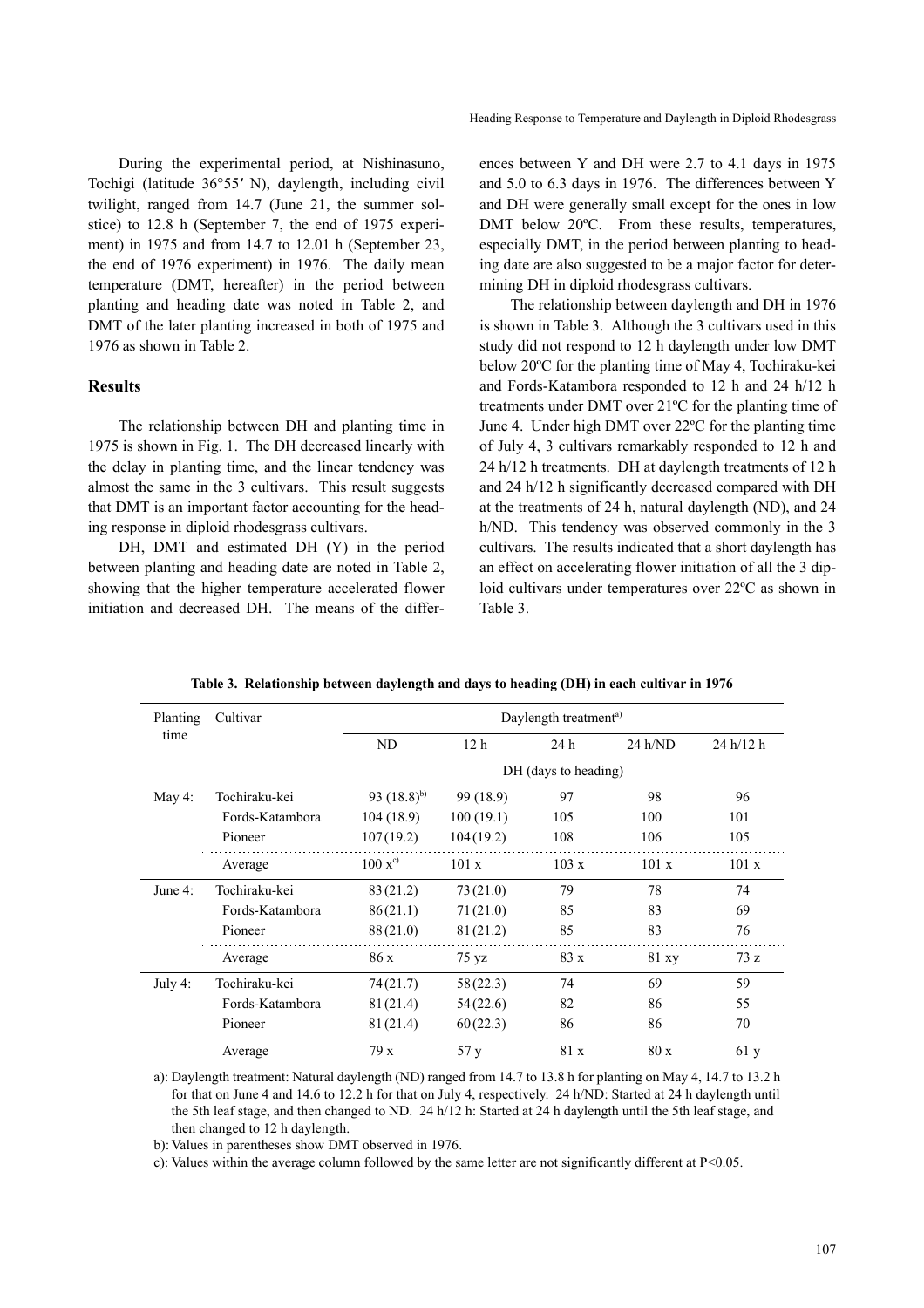During the experimental period, at Nishinasuno, Tochigi (latitude 36°55′ N), daylength, including civil twilight, ranged from 14.7 (June 21, the summer solstice) to 12.8 h (September 7, the end of 1975 experiment) in 1975 and from 14.7 to 12.01 h (September 23, the end of 1976 experiment) in 1976. The daily mean temperature (DMT, hereafter) in the period between planting and heading date was noted in Table 2, and DMT of the later planting increased in both of 1975 and 1976 as shown in Table 2.

## Results

The relationship between DH and planting time in 1975 is shown in Fig. 1. The DH decreased linearly with the delay in planting time, and the linear tendency was almost the same in the 3 cultivars. This result suggests that DMT is an important factor accounting for the heading response in diploid rhodesgrass cultivars.

DH, DMT and estimated DH (Y) in the period between planting and heading date are noted in Table 2, showing that the higher temperature accelerated flower initiation and decreased DH. The means of the differences between Y and DH were 2.7 to 4.1 days in 1975 and 5.0 to 6.3 days in 1976. The differences between Y and DH were generally small except for the ones in low DMT below 20ºC. From these results, temperatures, especially DMT, in the period between planting to heading date are also suggested to be a major factor for determining DH in diploid rhodesgrass cultivars.

The relationship between daylength and DH in 1976 is shown in Table 3. Although the 3 cultivars used in this study did not respond to 12 h daylength under low DMT below 20ºC for the planting time of May 4, Tochiraku-kei and Fords-Katambora responded to 12 h and 24 h/12 h treatments under DMT over 21ºC for the planting time of June 4. Under high DMT over 22ºC for the planting time of July 4, 3 cultivars remarkably responded to 12 h and 24 h/12 h treatments. DH at daylength treatments of 12 h and 24 h/12 h significantly decreased compared with DH at the treatments of 24 h, natural daylength (ND), and 24 h/ND. This tendency was observed commonly in the 3 cultivars. The results indicated that a short daylength has an effect on accelerating flower initiation of all the 3 diploid cultivars under temperatures over 22ºC as shown in Table 3.

**Table 3. Relationship between daylength and days to heading (DH) in each cultivar in 1976**

| Planting time | Cultivar | Daylength treatment[a) | | | | |
|---|---|---|---|---|---|---|
| | | ND | 12 h | 24 h | 24 h/ND | 24 h/12 h |
| | | DH (days to heading) | | | | |
| May 4: | Tochiraku-kei | 93 (18.8)[b) | 99 (18.9) | 97 | 98 | 96 |
| | Fords-Katambora | 104 (18.9) | 100 (19.1) | 105 | 100 | 101 |
| | Pioneer | 107 (19.2) | 104 (19.2) | 108 | 106 | 105 |
| | Average | 100 x[c) | 101 x | 103 x | 101 x | 101 x |
| June 4: | Tochiraku-kei | 83 (21.2) | 73 (21.0) | 79 | 78 | 74 |
| | Fords-Katambora | 86 (21.1) | 71 (21.0) | 85 | 83 | 69 |
| | Pioneer | 88 (21.0) | 81 (21.2) | 85 | 83 | 76 |
| | Average | 86 x | 75 yz | 83 x | 81 xy | 73 z |
| July 4: | Tochiraku-kei | 74 (21.7) | 58 (22.3) | 74 | 69 | 59 |
| | Fords-Katambora | 81 (21.4) | 54 (22.6) | 82 | 86 | 55 |
| | Pioneer | 81 (21.4) | 60 (22.3) | 86 | 86 | 70 |
| | Average | 79 x | 57 y | 81 x | 80 x | 61 y |

a): Daylength treatment: Natural daylength (ND) ranged from 14.7 to 13.8 h for planting on May 4, 14.7 to 13.2 h for that on June 4 and 14.6 to 12.2 h for that on July 4, respectively. 24 h/ND: Started at 24 h daylength until the 5th leaf stage, and then changed to ND. 24 h/12 h: Started at 24 h daylength until the 5th leaf stage, and then changed to 12 h daylength.

b): Values in parentheses show DMT observed in 1976.

c): Values within the average column followed by the same letter are not significantly different at $P<0.05$.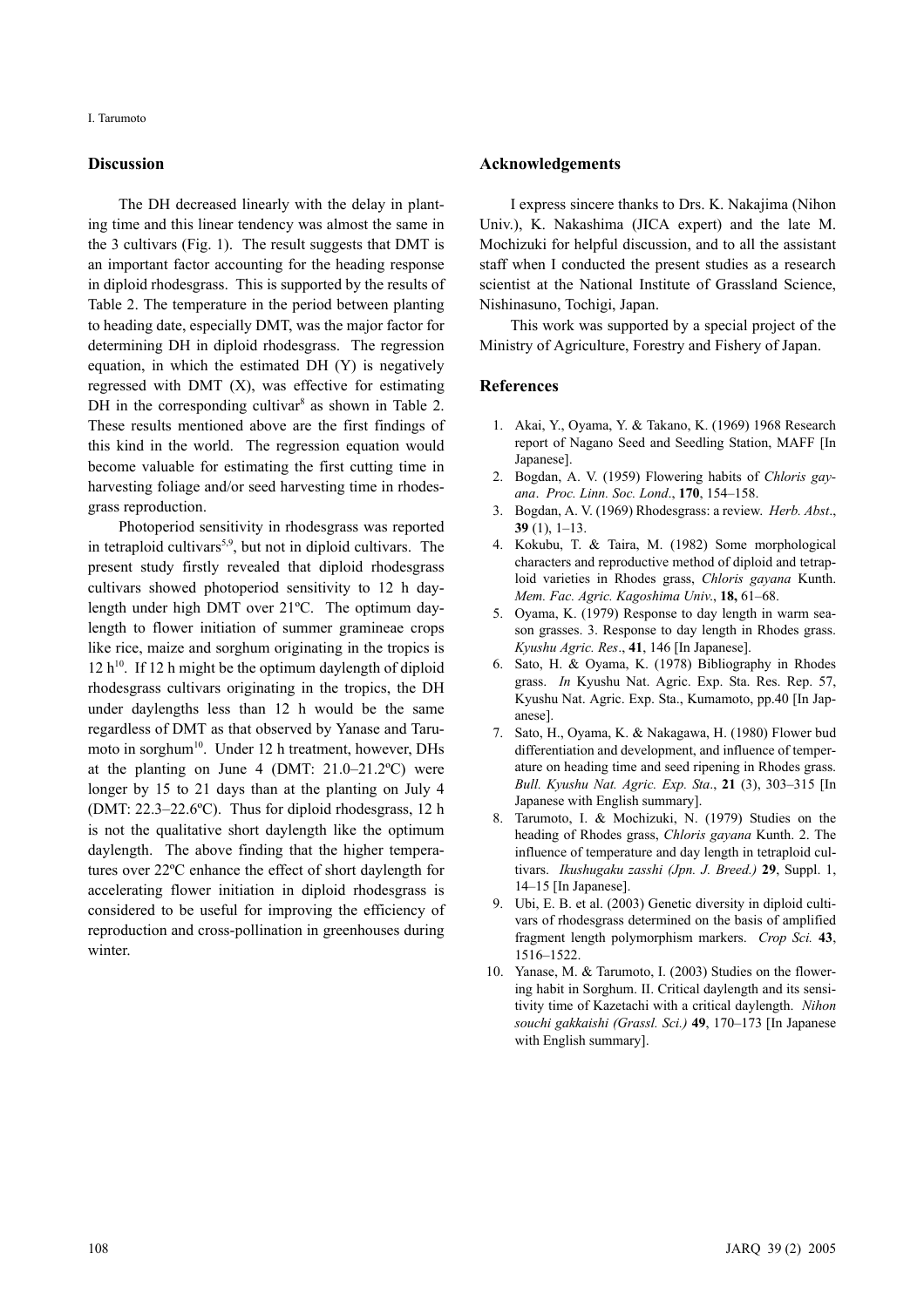## Discussion

The DH decreased linearly with the delay in planting time and this linear tendency was almost the same in the 3 cultivars (Fig. 1). The result suggests that DMT is an important factor accounting for the heading response in diploid rhodesgrass. This is supported by the results of Table 2. The temperature in the period between planting to heading date, especially DMT, was the major factor for determining DH in diploid rhodesgrass. The regression equation, in which the estimated DH (Y) is negatively regressed with DMT (X), was effective for estimating DH in the corresponding cultivar[8] as shown in Table 2. These results mentioned above are the first findings of this kind in the world. The regression equation would become valuable for estimating the first cutting time in harvesting foliage and/or seed harvesting time in rhodesgrass reproduction.

Photoperiod sensitivity in rhodesgrass was reported in tetraploid cultivars[5,9], but not in diploid cultivars. The present study firstly revealed that diploid rhodesgrass cultivars showed photoperiod sensitivity to 12 h daylength under high DMT over 21ºC. The optimum daylength to flower initiation of summer gramineae crops like rice, maize and sorghum originating in the tropics is 12 h[10]. If 12 h might be the optimum daylength of diploid rhodesgrass cultivars originating in the tropics, the DH under daylengths less than 12 h would be the same regardless of DMT as that observed by Yanase and Tarumoto in sorghum[10]. Under 12 h treatment, however, DHs at the planting on June 4 (DMT: 21.0–21.2ºC) were longer by 15 to 21 days than at the planting on July 4 (DMT: 22.3–22.6ºC). Thus for diploid rhodesgrass, 12 h is not the qualitative short daylength like the optimum daylength. The above finding that the higher temperatures over 22ºC enhance the effect of short daylength for accelerating flower initiation in diploid rhodesgrass is considered to be useful for improving the efficiency of reproduction and cross-pollination in greenhouses during winter.

## Acknowledgements

I express sincere thanks to Drs. K. Nakajima (Nihon Univ.), K. Nakashima (JICA expert) and the late M. Mochizuki for helpful discussion, and to all the assistant staff when I conducted the present studies as a research scientist at the National Institute of Grassland Science, Nishinasuno, Tochigi, Japan.

This work was supported by a special project of the Ministry of Agriculture, Forestry and Fishery of Japan.

## References

1. Akai, Y., Oyama, Y. & Takano, K. (1969) 1968 Research report of Nagano Seed and Seedling Station, MAFF [In Japanese].
2. Bogdan, A. V. (1959) Flowering habits of *Chloris gayana*. *Proc. Linn. Soc. Lond*., **170**, 154–158.
3. Bogdan, A. V. (1969) Rhodesgrass: a review. *Herb. Abst*., **39** (1), 1–13.
4. Kokubu, T. & Taira, M. (1982) Some morphological characters and reproductive method of diploid and tetraploid varieties in Rhodes grass, *Chloris gayana* Kunth. *Mem. Fac. Agric. Kagoshima Univ*., **18,** 61–68.
5. Oyama, K. (1979) Response to day length in warm season grasses. 3. Response to day length in Rhodes grass. *Kyushu Agric. Res*., **41**, 146 [In Japanese].
6. Sato, H. & Oyama, K. (1978) Bibliography in Rhodes grass. *In* Kyushu Nat. Agric. Exp. Sta. Res. Rep. 57, Kyushu Nat. Agric. Exp. Sta., Kumamoto, pp.40 [In Japanese].
7. Sato, H., Oyama, K. & Nakagawa, H. (1980) Flower bud differentiation and development, and influence of temperature on heading time and seed ripening in Rhodes grass. *Bull. Kyushu Nat. Agric. Exp. Sta*., **21** (3), 303–315 [In Japanese with English summary].
8. Tarumoto, I. & Mochizuki, N. (1979) Studies on the heading of Rhodes grass, *Chloris gayana* Kunth. 2. The influence of temperature and day length in tetraploid cultivars. *Ikushugaku zasshi (Jpn. J. Breed.)* **29**, Suppl. 1, 14–15 [In Japanese].
9. Ubi, E. B. et al. (2003) Genetic diversity in diploid cultivars of rhodesgrass determined on the basis of amplified fragment length polymorphism markers. *Crop Sci.* **43**, 1516–1522.
10. Yanase, M. & Tarumoto, I. (2003) Studies on the flowering habit in Sorghum. II. Critical daylength and its sensitivity time of Kazetachi with a critical daylength. *Nihon souchi gakkaishi (Grassl. Sci.)* **49**, 170–173 [In Japanese with English summary].